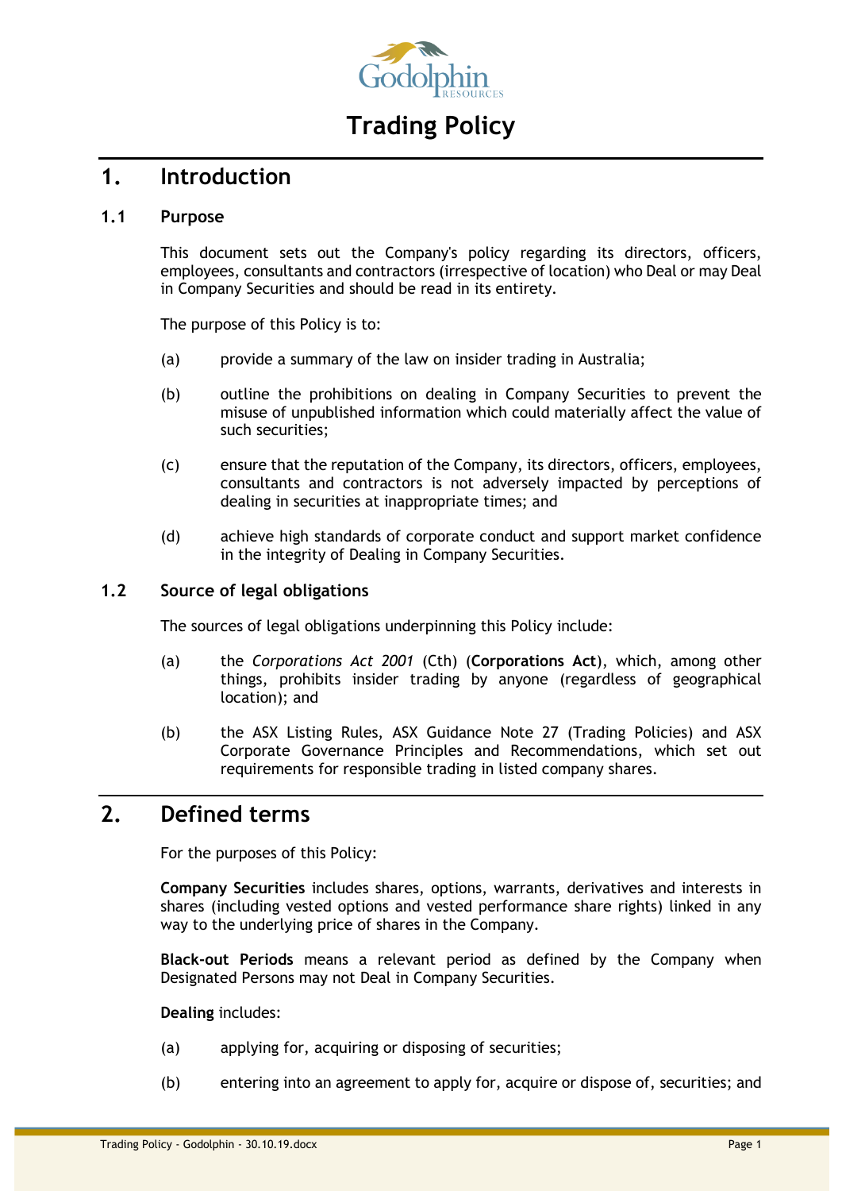# Trading Policy

## 1. Introduction

### 1.1 Purpose

This document sets out the Company's policy regarding its directors, officers, employees, consultants and contractors (irrespective of location) who Deal or may Deal in Company Securities and should be read in its entirety.

The purpose of this Policy is to:

(a) provide a summary of the law on insider trading in Australia;

(b) outline the prohibitions on dealing in Company Securities to prevent the misuse of unpublished information which could materially affect the value of such securities;

(c) ensure that the reputation of the Company, its directors, officers, employees, consultants and contractors is not adversely impacted by perceptions of dealing in securities at inappropriate times; and

(d) achieve high standards of corporate conduct and support market confidence in the integrity of Dealing in Company Securities.

### 1.2 Source of legal obligations

The sources of legal obligations underpinning this Policy include:

(a) the *Corporations Act 2001* (Cth) (**Corporations Act**), which, among other things, prohibits insider trading by anyone (regardless of geographical location); and

(b) the ASX Listing Rules, ASX Guidance Note 27 (Trading Policies) and ASX Corporate Governance Principles and Recommendations, which set out requirements for responsible trading in listed company shares.

## 2. Defined terms

For the purposes of this Policy:

**Company Securities** includes shares, options, warrants, derivatives and interests in shares (including vested options and vested performance share rights) linked in any way to the underlying price of shares in the Company.

**Black-out Periods** means a relevant period as defined by the Company when Designated Persons may not Deal in Company Securities.

**Dealing** includes:

(a) applying for, acquiring or disposing of securities;

(b) entering into an agreement to apply for, acquire or dispose of, securities; and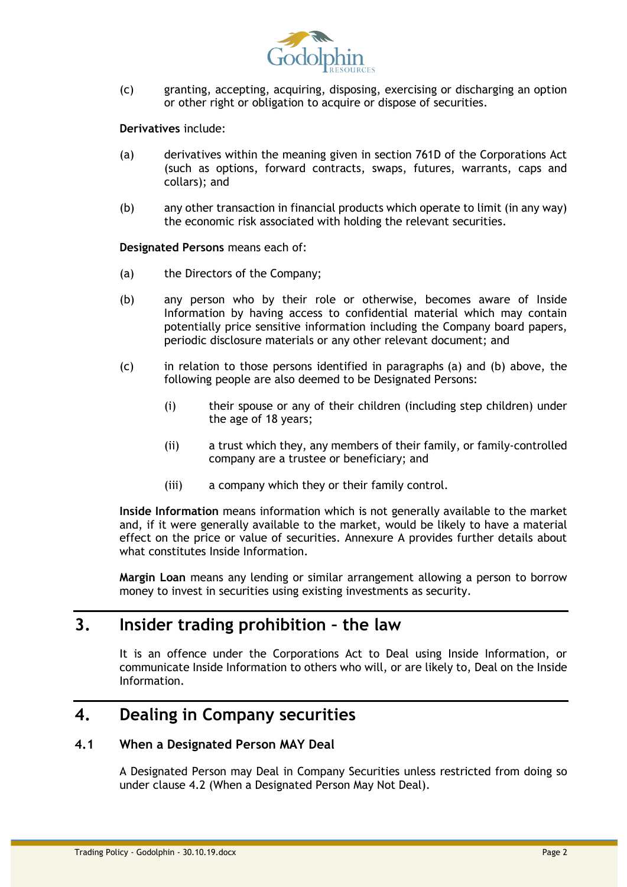(c) granting, accepting, acquiring, disposing, exercising or discharging an option or other right or obligation to acquire or dispose of securities.

**Derivatives** include:

(a) derivatives within the meaning given in section 761D of the Corporations Act (such as options, forward contracts, swaps, futures, warrants, caps and collars); and

(b) any other transaction in financial products which operate to limit (in any way) the economic risk associated with holding the relevant securities.

**Designated Persons** means each of:

(a) the Directors of the Company;

(b) any person who by their role or otherwise, becomes aware of Inside Information by having access to confidential material which may contain potentially price sensitive information including the Company board papers, periodic disclosure materials or any other relevant document; and

(c) in relation to those persons identified in paragraphs (a) and (b) above, the following people are also deemed to be Designated Persons:

   (i) their spouse or any of their children (including step children) under the age of 18 years;

   (ii) a trust which they, any members of their family, or family-controlled company are a trustee or beneficiary; and

   (iii) a company which they or their family control.

**Inside Information** means information which is not generally available to the market and, if it were generally available to the market, would be likely to have a material effect on the price or value of securities. Annexure A provides further details about what constitutes Inside Information.

**Margin Loan** means any lending or similar arrangement allowing a person to borrow money to invest in securities using existing investments as security.

# 3. Insider trading prohibition – the law

It is an offence under the Corporations Act to Deal using Inside Information, or communicate Inside Information to others who will, or are likely to, Deal on the Inside Information.

# 4. Dealing in Company securities

## 4.1 When a Designated Person MAY Deal

A Designated Person may Deal in Company Securities unless restricted from doing so under clause 4.2 (When a Designated Person May Not Deal).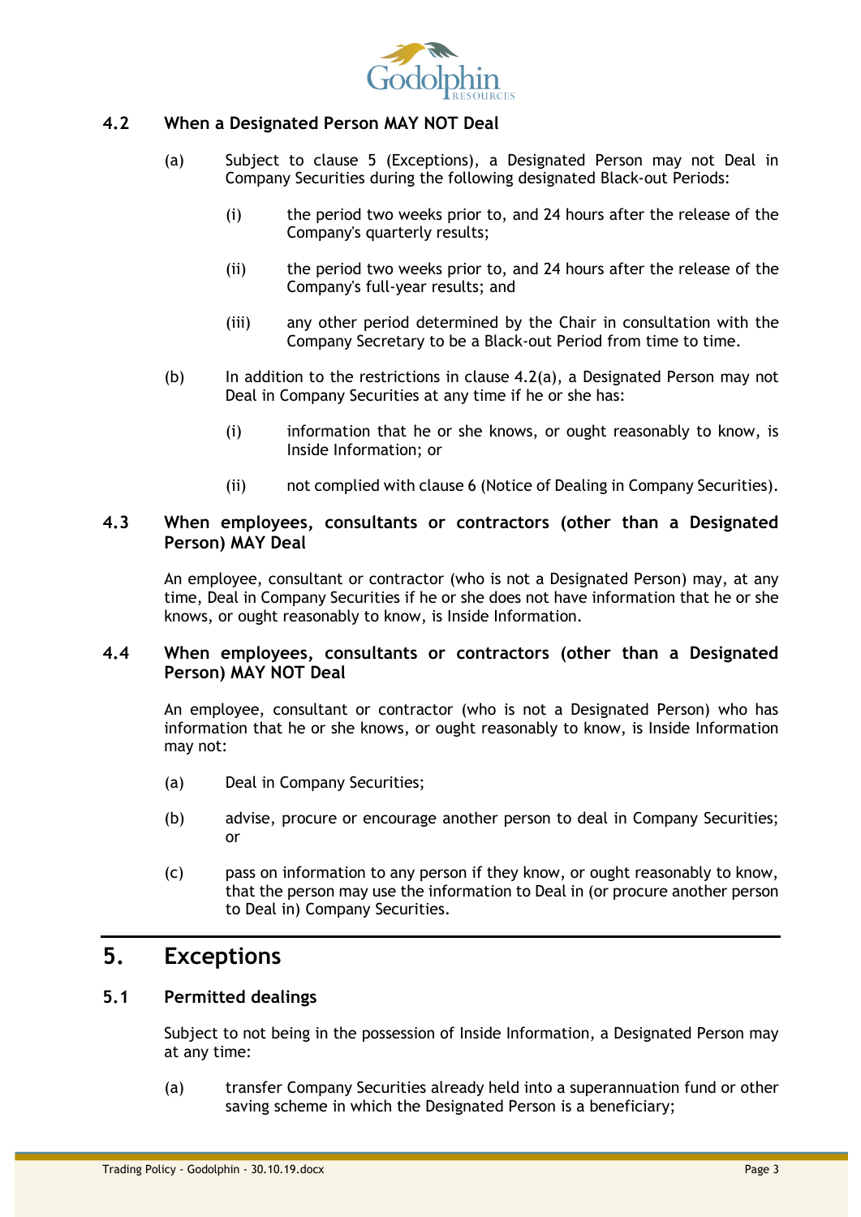### 4.2 When a Designated Person MAY NOT Deal

(a) Subject to clause 5 (Exceptions), a Designated Person may not Deal in Company Securities during the following designated Black-out Periods:

(i) the period two weeks prior to, and 24 hours after the release of the Company's quarterly results;

(ii) the period two weeks prior to, and 24 hours after the release of the Company's full-year results; and

(iii) any other period determined by the Chair in consultation with the Company Secretary to be a Black-out Period from time to time.

(b) In addition to the restrictions in clause 4.2(a), a Designated Person may not Deal in Company Securities at any time if he or she has:

(i) information that he or she knows, or ought reasonably to know, is Inside Information; or

(ii) not complied with clause 6 (Notice of Dealing in Company Securities).

### 4.3 When employees, consultants or contractors (other than a Designated Person) MAY Deal

An employee, consultant or contractor (who is not a Designated Person) may, at any time, Deal in Company Securities if he or she does not have information that he or she knows, or ought reasonably to know, is Inside Information.

### 4.4 When employees, consultants or contractors (other than a Designated Person) MAY NOT Deal

An employee, consultant or contractor (who is not a Designated Person) who has information that he or she knows, or ought reasonably to know, is Inside Information may not:

(a) Deal in Company Securities;

(b) advise, procure or encourage another person to deal in Company Securities; or

(c) pass on information to any person if they know, or ought reasonably to know, that the person may use the information to Deal in (or procure another person to Deal in) Company Securities.

## 5. Exceptions

### 5.1 Permitted dealings

Subject to not being in the possession of Inside Information, a Designated Person may at any time:

(a) transfer Company Securities already held into a superannuation fund or other saving scheme in which the Designated Person is a beneficiary;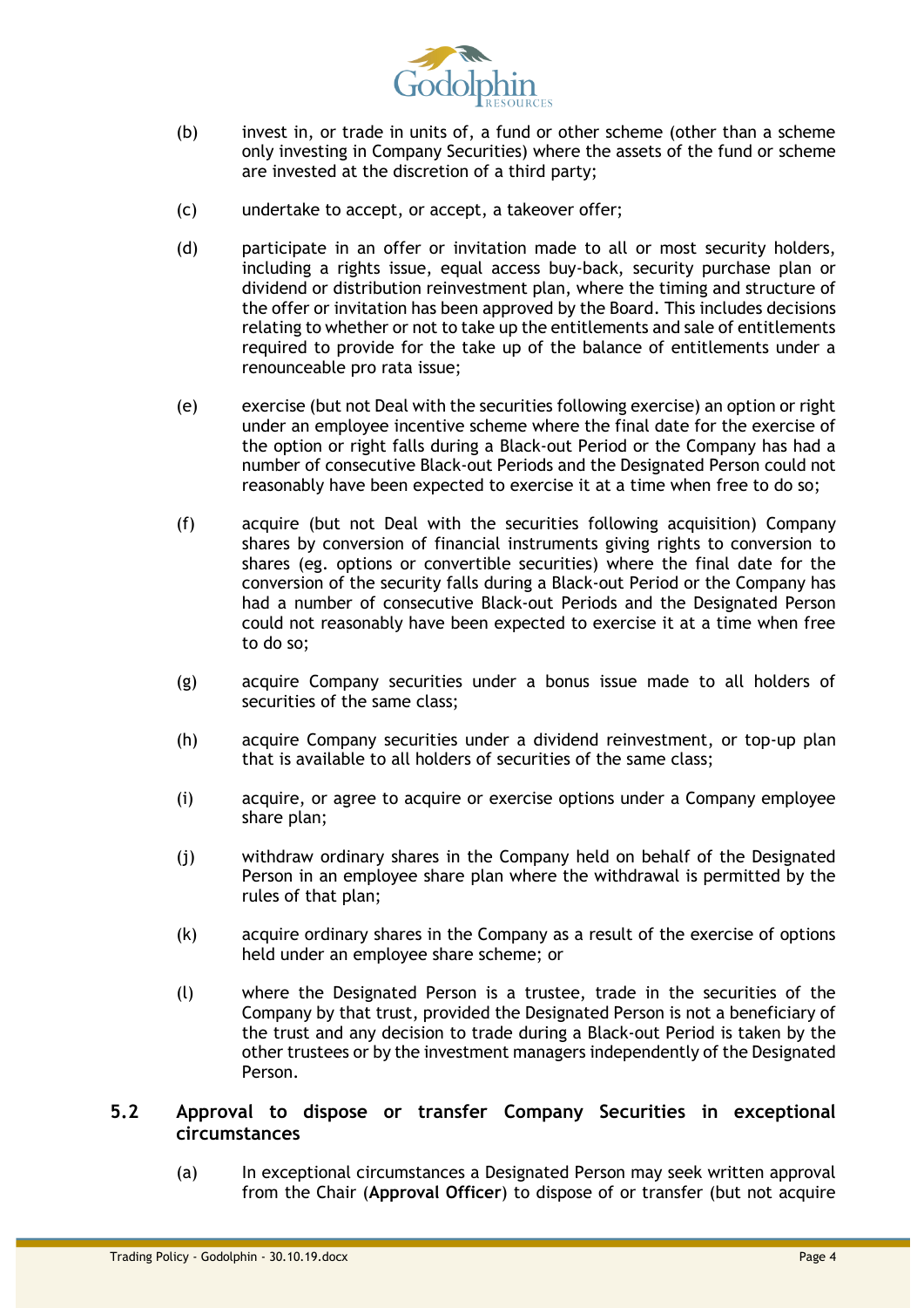(b) invest in, or trade in units of, a fund or other scheme (other than a scheme only investing in Company Securities) where the assets of the fund or scheme are invested at the discretion of a third party;

(c) undertake to accept, or accept, a takeover offer;

(d) participate in an offer or invitation made to all or most security holders, including a rights issue, equal access buy-back, security purchase plan or dividend or distribution reinvestment plan, where the timing and structure of the offer or invitation has been approved by the Board. This includes decisions relating to whether or not to take up the entitlements and sale of entitlements required to provide for the take up of the balance of entitlements under a renounceable pro rata issue;

(e) exercise (but not Deal with the securities following exercise) an option or right under an employee incentive scheme where the final date for the exercise of the option or right falls during a Black-out Period or the Company has had a number of consecutive Black-out Periods and the Designated Person could not reasonably have been expected to exercise it at a time when free to do so;

(f) acquire (but not Deal with the securities following acquisition) Company shares by conversion of financial instruments giving rights to conversion to shares (eg. options or convertible securities) where the final date for the conversion of the security falls during a Black-out Period or the Company has had a number of consecutive Black-out Periods and the Designated Person could not reasonably have been expected to exercise it at a time when free to do so;

(g) acquire Company securities under a bonus issue made to all holders of securities of the same class;

(h) acquire Company securities under a dividend reinvestment, or top-up plan that is available to all holders of securities of the same class;

(i) acquire, or agree to acquire or exercise options under a Company employee share plan;

(j) withdraw ordinary shares in the Company held on behalf of the Designated Person in an employee share plan where the withdrawal is permitted by the rules of that plan;

(k) acquire ordinary shares in the Company as a result of the exercise of options held under an employee share scheme; or

(l) where the Designated Person is a trustee, trade in the securities of the Company by that trust, provided the Designated Person is not a beneficiary of the trust and any decision to trade during a Black-out Period is taken by the other trustees or by the investment managers independently of the Designated Person.

## 5.2 Approval to dispose or transfer Company Securities in exceptional circumstances

(a) In exceptional circumstances a Designated Person may seek written approval from the Chair (**Approval Officer**) to dispose of or transfer (but not acquire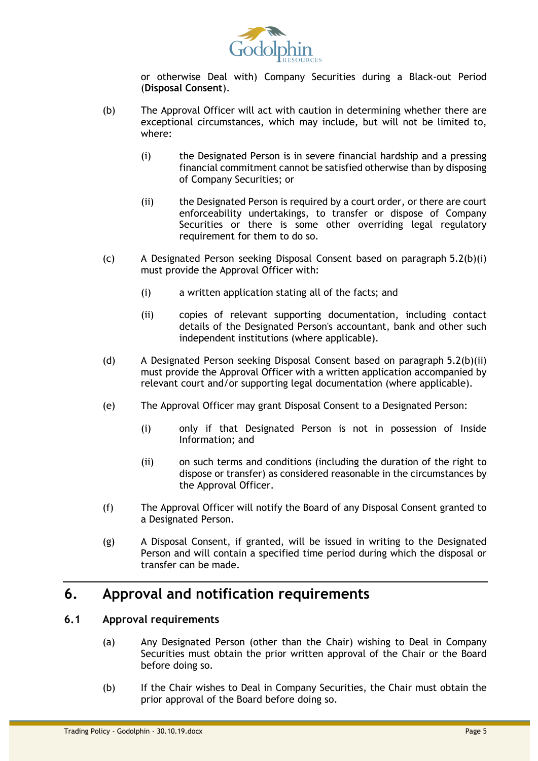or otherwise Deal with) Company Securities during a Black-out Period (**Disposal Consent**).

(b) The Approval Officer will act with caution in determining whether there are exceptional circumstances, which may include, but will not be limited to, where:

(i) the Designated Person is in severe financial hardship and a pressing financial commitment cannot be satisfied otherwise than by disposing of Company Securities; or

(ii) the Designated Person is required by a court order, or there are court enforceability undertakings, to transfer or dispose of Company Securities or there is some other overriding legal regulatory requirement for them to do so.

(c) A Designated Person seeking Disposal Consent based on paragraph 5.2(b)(i) must provide the Approval Officer with:

(i) a written application stating all of the facts; and

(ii) copies of relevant supporting documentation, including contact details of the Designated Person's accountant, bank and other such independent institutions (where applicable).

(d) A Designated Person seeking Disposal Consent based on paragraph 5.2(b)(ii) must provide the Approval Officer with a written application accompanied by relevant court and/or supporting legal documentation (where applicable).

(e) The Approval Officer may grant Disposal Consent to a Designated Person:

(i) only if that Designated Person is not in possession of Inside Information; and

(ii) on such terms and conditions (including the duration of the right to dispose or transfer) as considered reasonable in the circumstances by the Approval Officer.

(f) The Approval Officer will notify the Board of any Disposal Consent granted to a Designated Person.

(g) A Disposal Consent, if granted, will be issued in writing to the Designated Person and will contain a specified time period during which the disposal or transfer can be made.

# 6. Approval and notification requirements

## 6.1 Approval requirements

(a) Any Designated Person (other than the Chair) wishing to Deal in Company Securities must obtain the prior written approval of the Chair or the Board before doing so.

(b) If the Chair wishes to Deal in Company Securities, the Chair must obtain the prior approval of the Board before doing so.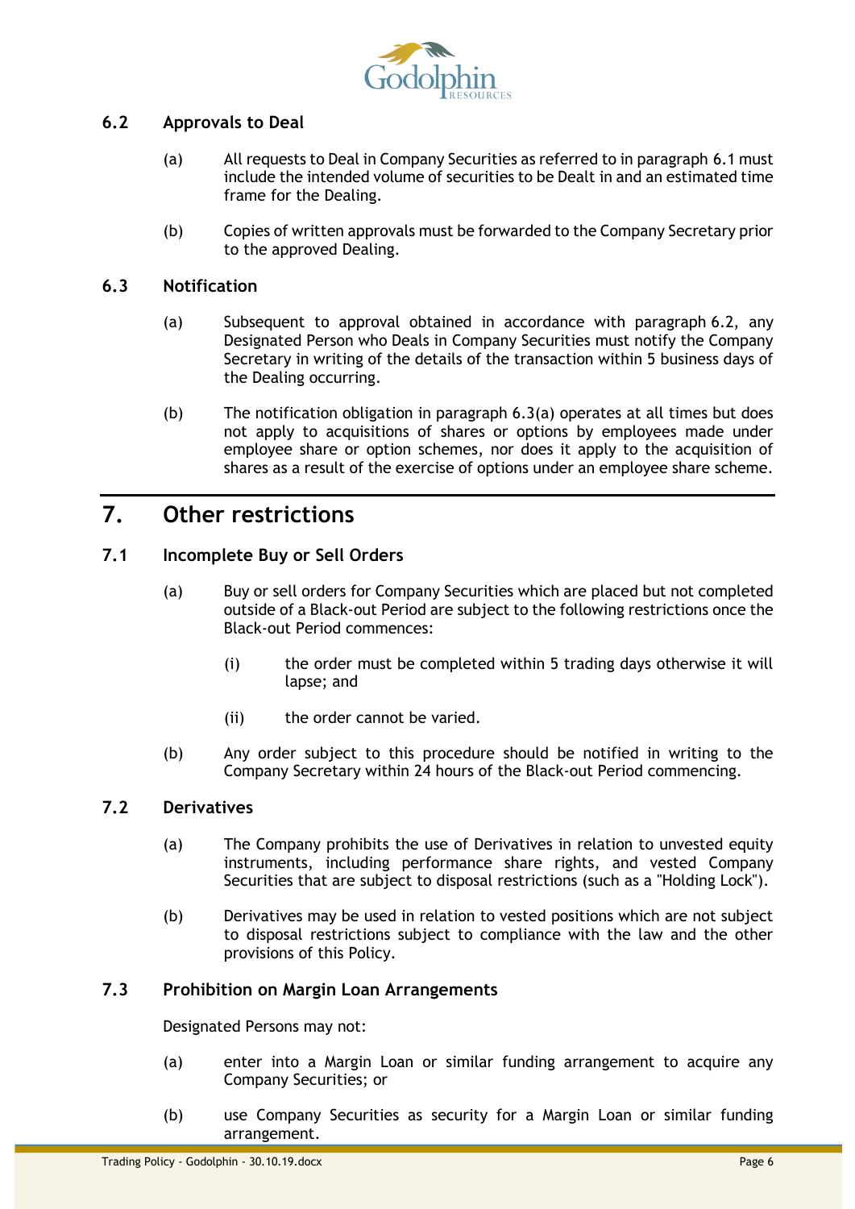### 6.2 Approvals to Deal

(a) All requests to Deal in Company Securities as referred to in paragraph 6.1 must include the intended volume of securities to be Dealt in and an estimated time frame for the Dealing.

(b) Copies of written approvals must be forwarded to the Company Secretary prior to the approved Dealing.

### 6.3 Notification

(a) Subsequent to approval obtained in accordance with paragraph 6.2, any Designated Person who Deals in Company Securities must notify the Company Secretary in writing of the details of the transaction within 5 business days of the Dealing occurring.

(b) The notification obligation in paragraph 6.3(a) operates at all times but does not apply to acquisitions of shares or options by employees made under employee share or option schemes, nor does it apply to the acquisition of shares as a result of the exercise of options under an employee share scheme.

## 7. Other restrictions

### 7.1 Incomplete Buy or Sell Orders

(a) Buy or sell orders for Company Securities which are placed but not completed outside of a Black-out Period are subject to the following restrictions once the Black-out Period commences:

(i) the order must be completed within 5 trading days otherwise it will lapse; and

(ii) the order cannot be varied.

(b) Any order subject to this procedure should be notified in writing to the Company Secretary within 24 hours of the Black-out Period commencing.

### 7.2 Derivatives

(a) The Company prohibits the use of Derivatives in relation to unvested equity instruments, including performance share rights, and vested Company Securities that are subject to disposal restrictions (such as a "Holding Lock").

(b) Derivatives may be used in relation to vested positions which are not subject to disposal restrictions subject to compliance with the law and the other provisions of this Policy.

### 7.3 Prohibition on Margin Loan Arrangements

Designated Persons may not:

(a) enter into a Margin Loan or similar funding arrangement to acquire any Company Securities; or

(b) use Company Securities as security for a Margin Loan or similar funding arrangement.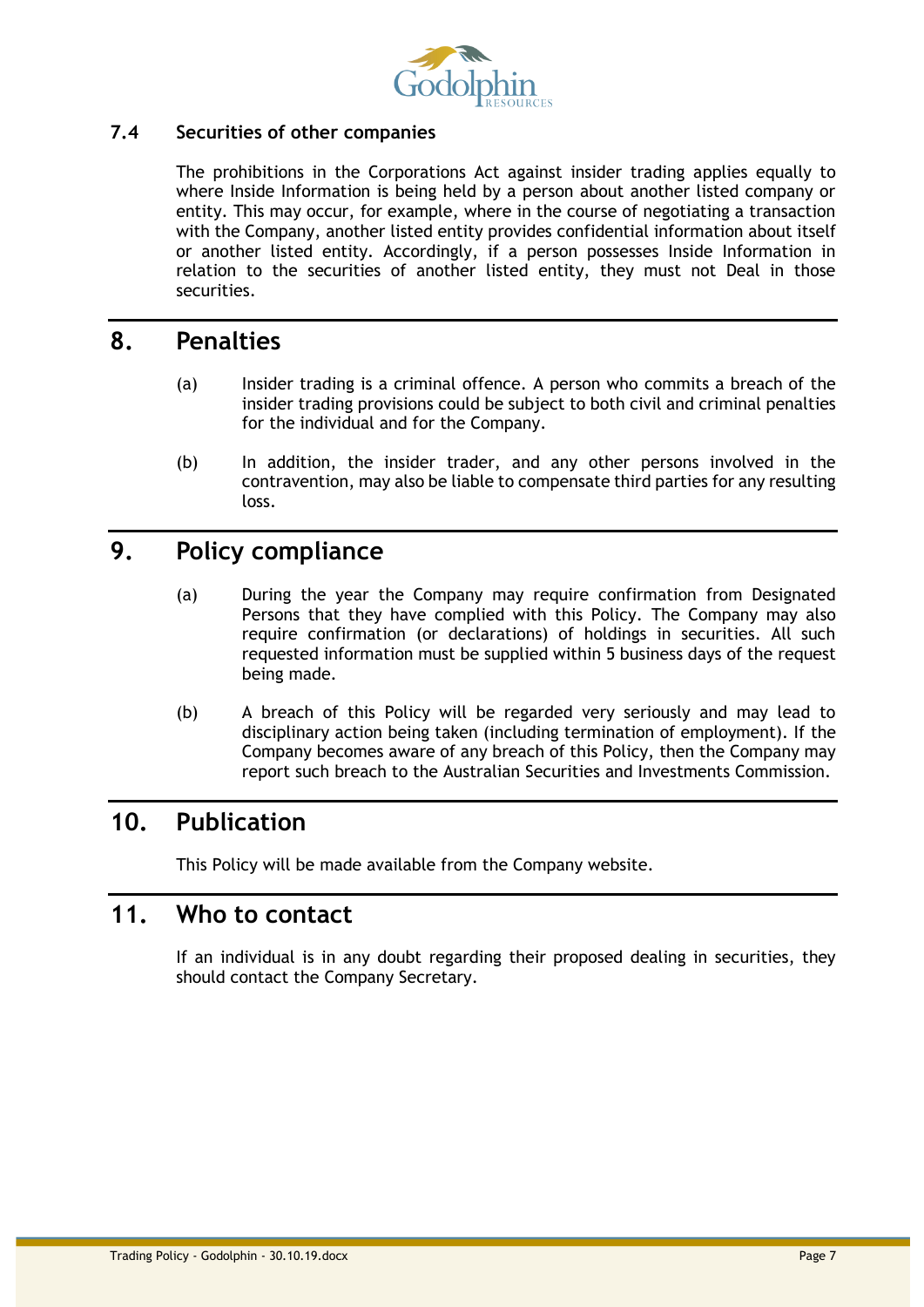### 7.4 Securities of other companies

The prohibitions in the Corporations Act against insider trading applies equally to where Inside Information is being held by a person about another listed company or entity. This may occur, for example, where in the course of negotiating a transaction with the Company, another listed entity provides confidential information about itself or another listed entity. Accordingly, if a person possesses Inside Information in relation to the securities of another listed entity, they must not Deal in those securities.

## 8. Penalties

(a) Insider trading is a criminal offence. A person who commits a breach of the insider trading provisions could be subject to both civil and criminal penalties for the individual and for the Company.

(b) In addition, the insider trader, and any other persons involved in the contravention, may also be liable to compensate third parties for any resulting loss.

## 9. Policy compliance

(a) During the year the Company may require confirmation from Designated Persons that they have complied with this Policy. The Company may also require confirmation (or declarations) of holdings in securities. All such requested information must be supplied within 5 business days of the request being made.

(b) A breach of this Policy will be regarded very seriously and may lead to disciplinary action being taken (including termination of employment). If the Company becomes aware of any breach of this Policy, then the Company may report such breach to the Australian Securities and Investments Commission.

## 10. Publication

This Policy will be made available from the Company website.

## 11. Who to contact

If an individual is in any doubt regarding their proposed dealing in securities, they should contact the Company Secretary.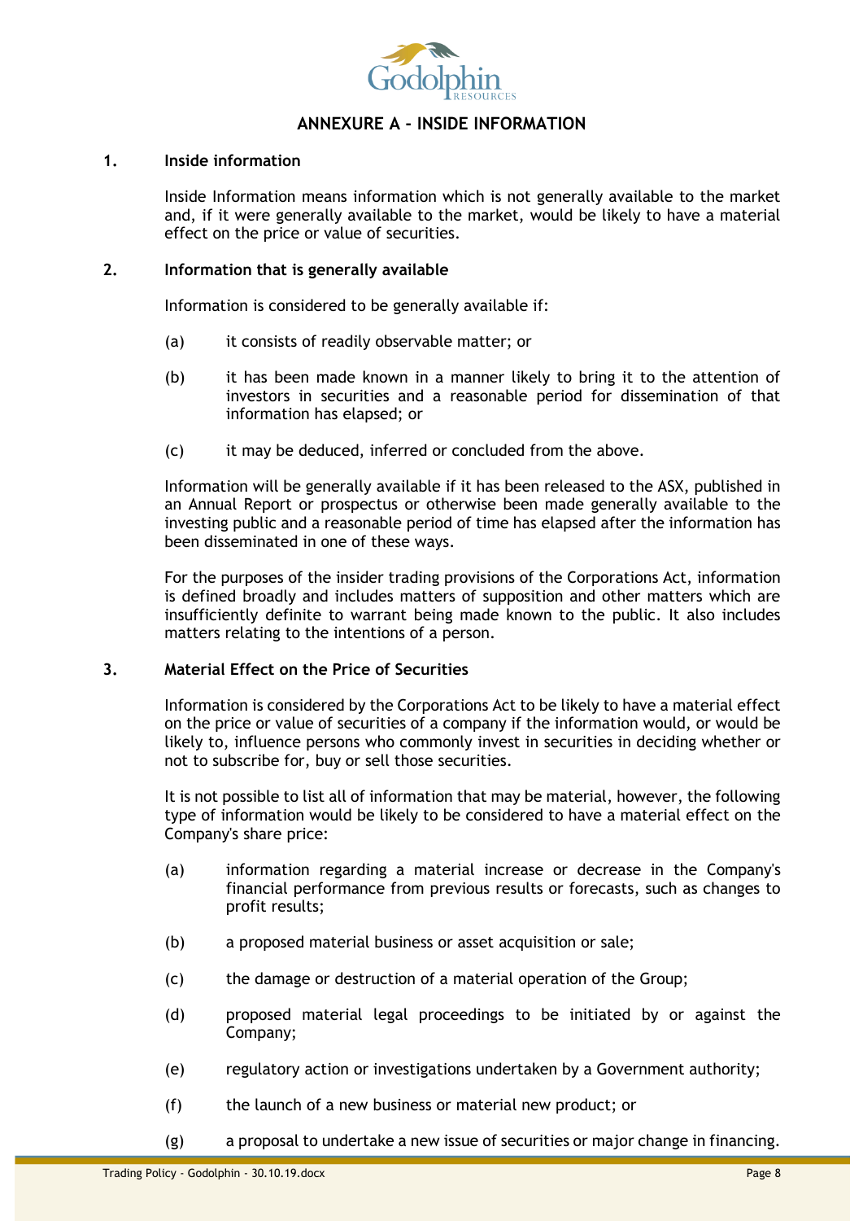# ANNEXURE A - INSIDE INFORMATION

## 1. Inside information

Inside Information means information which is not generally available to the market and, if it were generally available to the market, would be likely to have a material effect on the price or value of securities.

## 2. Information that is generally available

Information is considered to be generally available if:

(a) it consists of readily observable matter; or

(b) it has been made known in a manner likely to bring it to the attention of investors in securities and a reasonable period for dissemination of that information has elapsed; or

(c) it may be deduced, inferred or concluded from the above.

Information will be generally available if it has been released to the ASX, published in an Annual Report or prospectus or otherwise been made generally available to the investing public and a reasonable period of time has elapsed after the information has been disseminated in one of these ways.

For the purposes of the insider trading provisions of the Corporations Act, information is defined broadly and includes matters of supposition and other matters which are insufficiently definite to warrant being made known to the public. It also includes matters relating to the intentions of a person.

## 3. Material Effect on the Price of Securities

Information is considered by the Corporations Act to be likely to have a material effect on the price or value of securities of a company if the information would, or would be likely to, influence persons who commonly invest in securities in deciding whether or not to subscribe for, buy or sell those securities.

It is not possible to list all of information that may be material, however, the following type of information would be likely to be considered to have a material effect on the Company's share price:

(a) information regarding a material increase or decrease in the Company's financial performance from previous results or forecasts, such as changes to profit results;

(b) a proposed material business or asset acquisition or sale;

(c) the damage or destruction of a material operation of the Group;

(d) proposed material legal proceedings to be initiated by or against the Company;

(e) regulatory action or investigations undertaken by a Government authority;

(f) the launch of a new business or material new product; or

(g) a proposal to undertake a new issue of securities or major change in financing.